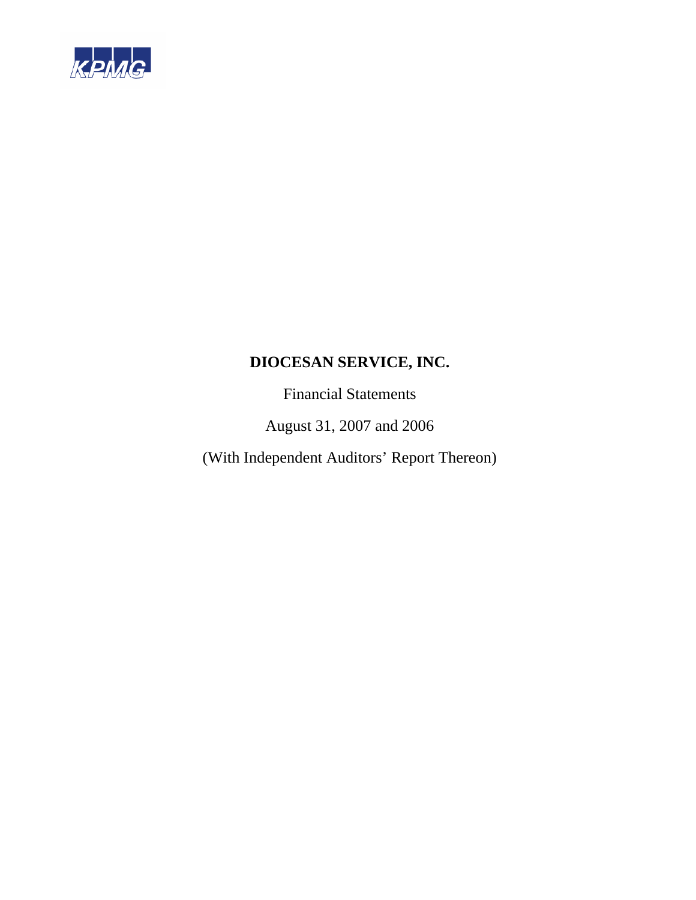KPMG

# DIOCESAN SERVICE, INC.

Financial Statements

August 31, 2007 and 2006

(With Independent Auditors' Report Thereon)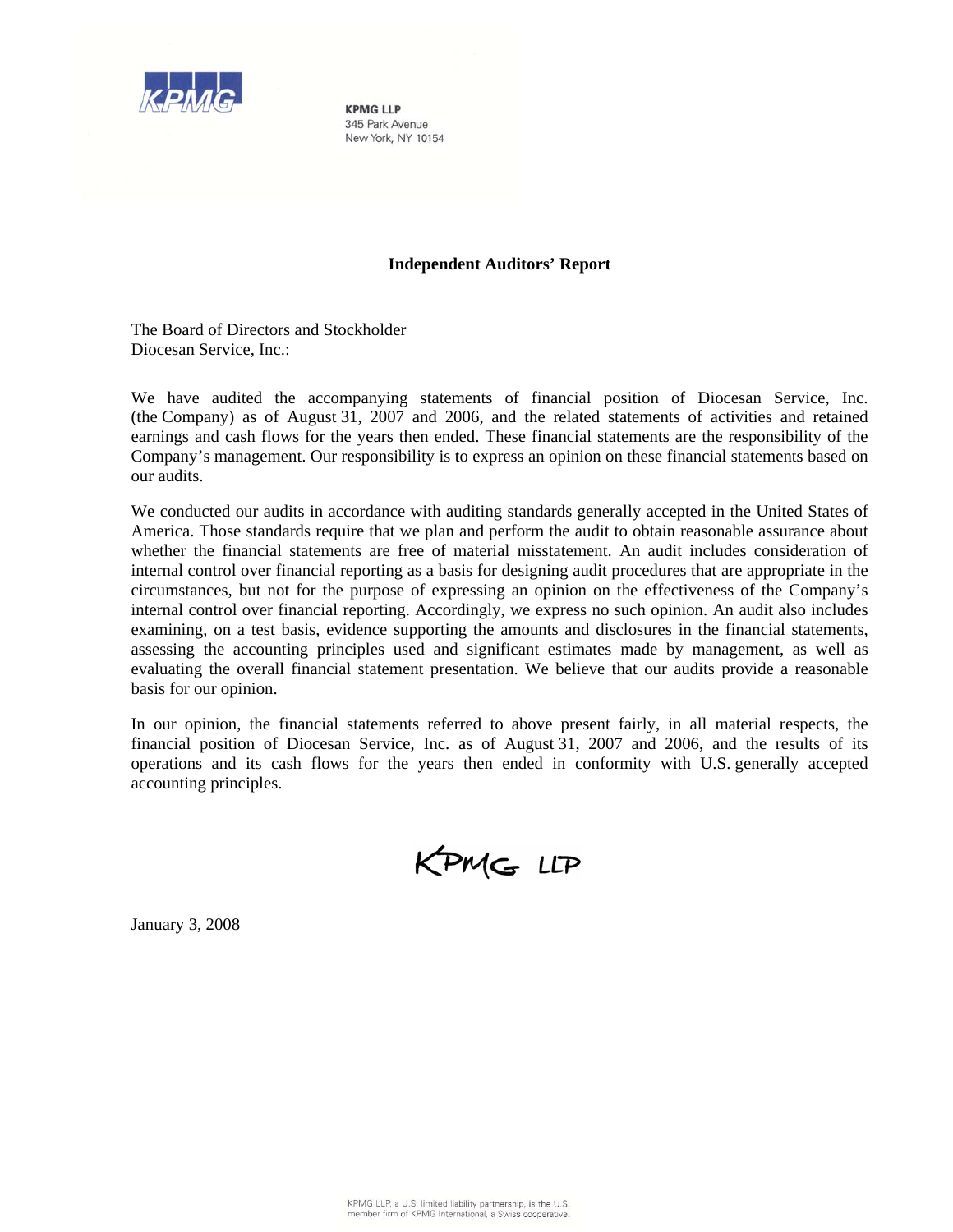KPMG LLP
345 Park Avenue
New York, NY 10154

## Independent Auditors' Report

The Board of Directors and Stockholder
Diocesan Service, Inc.:

We have audited the accompanying statements of financial position of Diocesan Service, Inc. (the Company) as of August 31, 2007 and 2006, and the related statements of activities and retained earnings and cash flows for the years then ended. These financial statements are the responsibility of the Company's management. Our responsibility is to express an opinion on these financial statements based on our audits.

We conducted our audits in accordance with auditing standards generally accepted in the United States of America. Those standards require that we plan and perform the audit to obtain reasonable assurance about whether the financial statements are free of material misstatement. An audit includes consideration of internal control over financial reporting as a basis for designing audit procedures that are appropriate in the circumstances, but not for the purpose of expressing an opinion on the effectiveness of the Company's internal control over financial reporting. Accordingly, we express no such opinion. An audit also includes examining, on a test basis, evidence supporting the amounts and disclosures in the financial statements, assessing the accounting principles used and significant estimates made by management, as well as evaluating the overall financial statement presentation. We believe that our audits provide a reasonable basis for our opinion.

In our opinion, the financial statements referred to above present fairly, in all material respects, the financial position of Diocesan Service, Inc. as of August 31, 2007 and 2006, and the results of its operations and its cash flows for the years then ended in conformity with U.S. generally accepted accounting principles.

KPMG LLP

January 3, 2008

KPMG LLP, a U.S. limited liability partnership, is the U.S. member firm of KPMG International, a Swiss cooperative.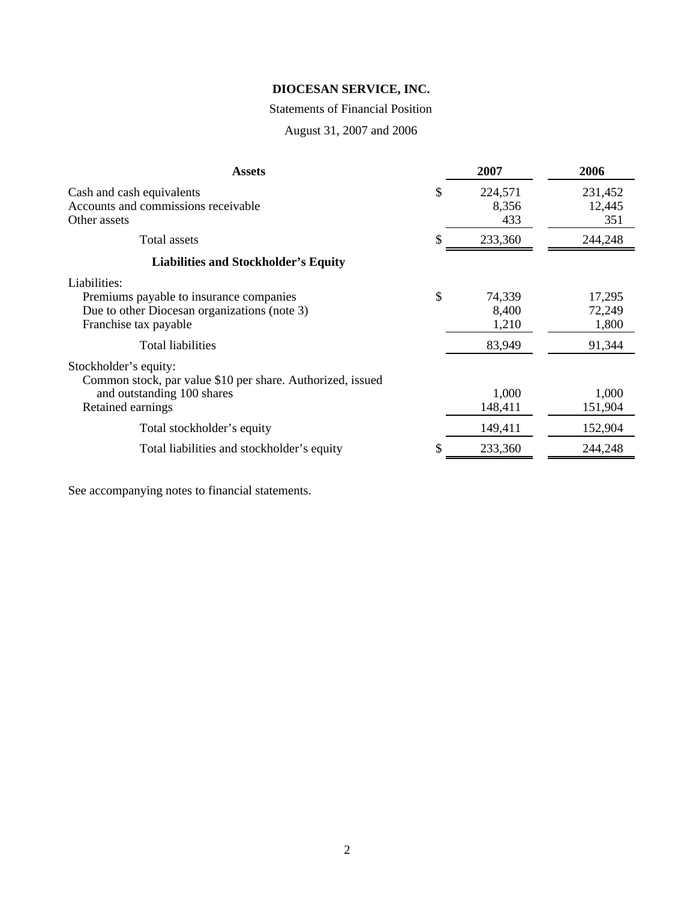# DIOCESAN SERVICE, INC.

Statements of Financial Position

August 31, 2007 and 2006

| **Assets** | | **2007** | **2006** |
|---|---|---|---|
| Cash and cash equivalents | $ | 224,571 | 231,452 |
| Accounts and commissions receivable | | 8,356 | 12,445 |
| Other assets | | 433 | 351 |
| Total assets | $ | 233,360 | 244,248 |
| **Liabilities and Stockholder's Equity** | | | |
| Liabilities: | | | |
| Premiums payable to insurance companies | $ | 74,339 | 17,295 |
| Due to other Diocesan organizations (note 3) | | 8,400 | 72,249 |
| Franchise tax payable | | 1,210 | 1,800 |
| Total liabilities | | 83,949 | 91,344 |
| Stockholder's equity: | | | |
| Common stock, par value $10 per share. Authorized, issued and outstanding 100 shares | | 1,000 | 1,000 |
| Retained earnings | | 148,411 | 151,904 |
| Total stockholder's equity | | 149,411 | 152,904 |
| Total liabilities and stockholder's equity | $ | 233,360 | 244,248 |

See accompanying notes to financial statements.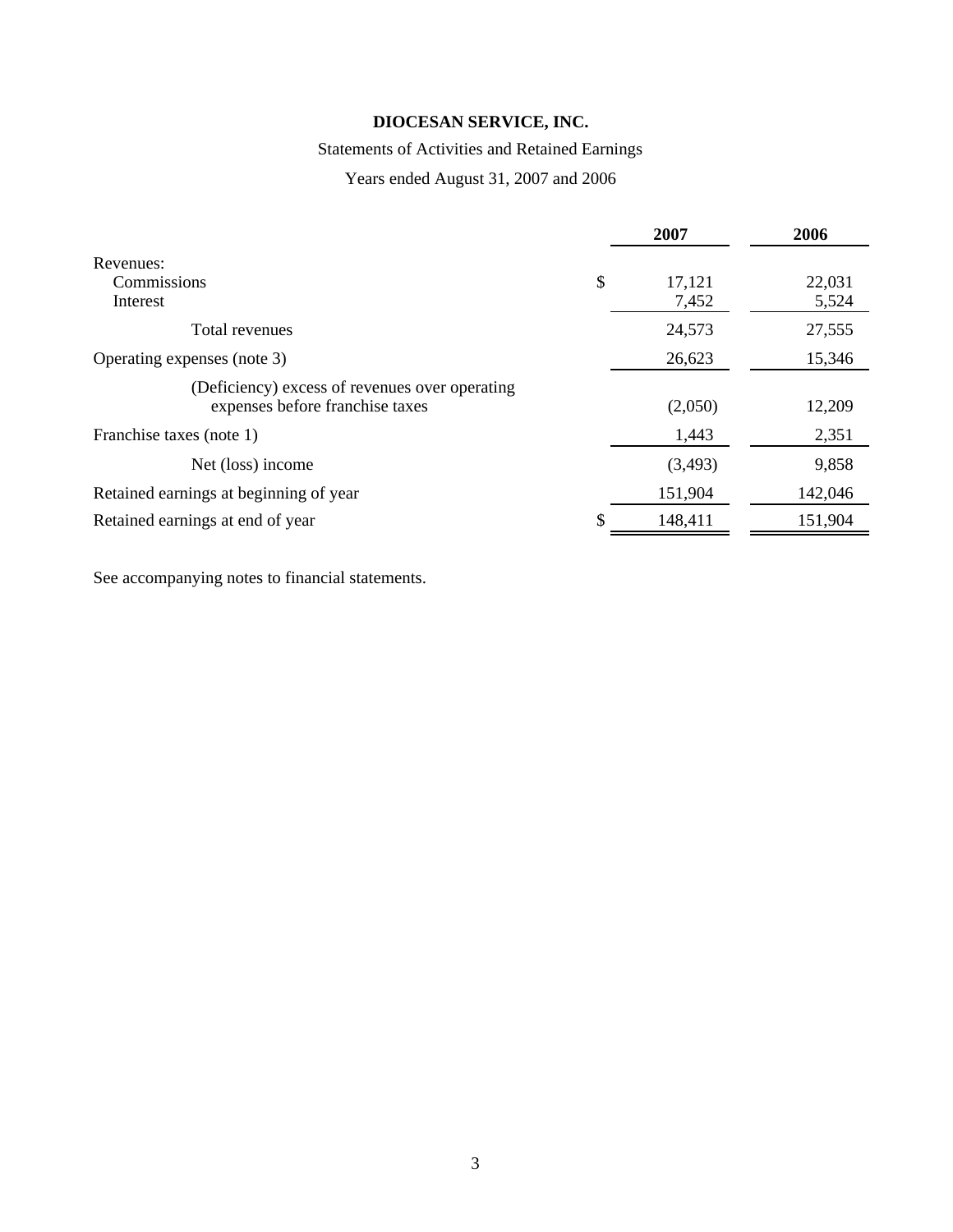# DIOCESAN SERVICE, INC.

Statements of Activities and Retained Earnings

Years ended August 31, 2007 and 2006

| | | 2007 | 2006 |
|---|---|---|---|
| Revenues: | | | |
| Commissions | $ | 17,121 | 22,031 |
| Interest | | 7,452 | 5,524 |
| Total revenues | | 24,573 | 27,555 |
| Operating expenses (note 3) | | 26,623 | 15,346 |
| (Deficiency) excess of revenues over operating expenses before franchise taxes | | (2,050) | 12,209 |
| Franchise taxes (note 1) | | 1,443 | 2,351 |
| Net (loss) income | | (3,493) | 9,858 |
| Retained earnings at beginning of year | | 151,904 | 142,046 |
| Retained earnings at end of year | $ | 148,411 | 151,904 |

See accompanying notes to financial statements.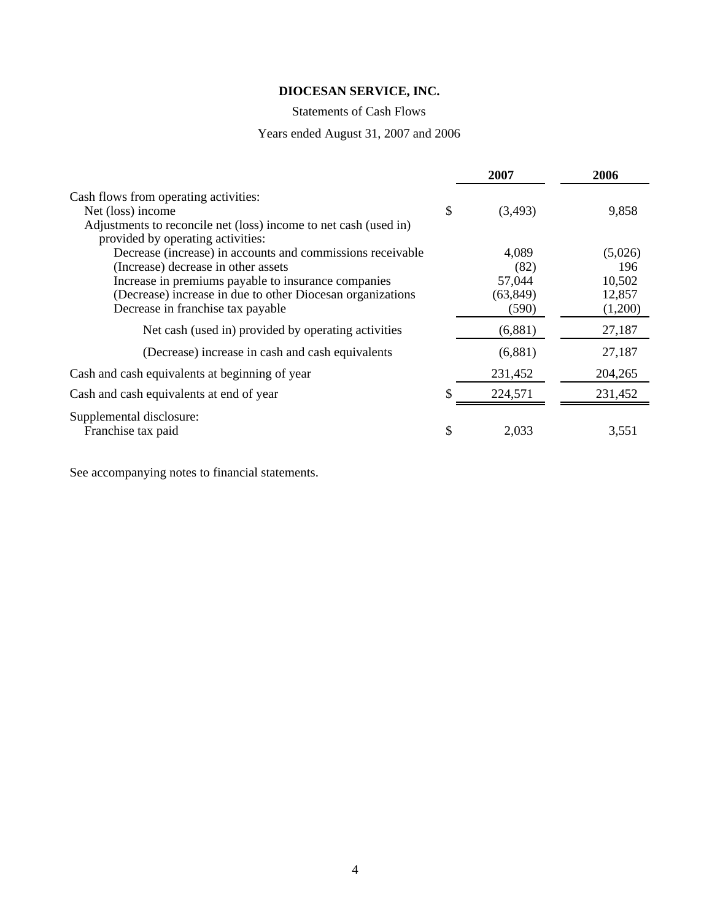# DIOCESAN SERVICE, INC.

Statements of Cash Flows

Years ended August 31, 2007 and 2006

| | 2007 | 2006 |
|---|---|---|
| Cash flows from operating activities: | | |
| Net (loss) income | $ (3,493) | 9,858 |
| Adjustments to reconcile net (loss) income to net cash (used in) provided by operating activities: | | |
| Decrease (increase) in accounts and commissions receivable | 4,089 | (5,026) |
| (Increase) decrease in other assets | (82) | 196 |
| Increase in premiums payable to insurance companies | 57,044 | 10,502 |
| (Decrease) increase in due to other Diocesan organizations | (63,849) | 12,857 |
| Decrease in franchise tax payable | (590) | (1,200) |
| Net cash (used in) provided by operating activities | (6,881) | 27,187 |
| (Decrease) increase in cash and cash equivalents | (6,881) | 27,187 |
| Cash and cash equivalents at beginning of year | 231,452 | 204,265 |
| Cash and cash equivalents at end of year | $ 224,571 | 231,452 |
| Supplemental disclosure: | | |
| Franchise tax paid | $ 2,033 | 3,551 |

See accompanying notes to financial statements.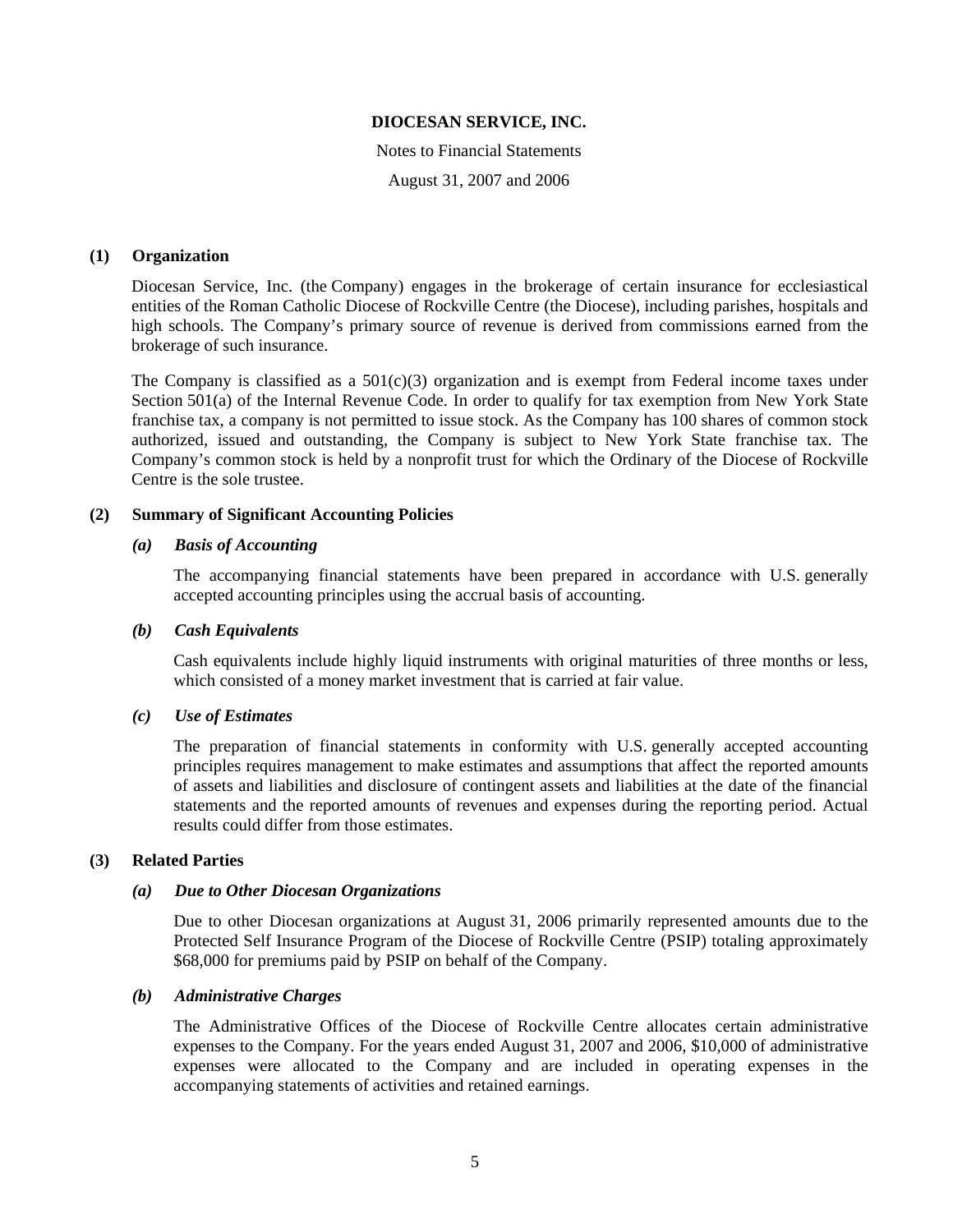# DIOCESAN SERVICE, INC.

Notes to Financial Statements

August 31, 2007 and 2006

## (1) Organization

Diocesan Service, Inc. (the Company) engages in the brokerage of certain insurance for ecclesiastical entities of the Roman Catholic Diocese of Rockville Centre (the Diocese), including parishes, hospitals and high schools. The Company's primary source of revenue is derived from commissions earned from the brokerage of such insurance.

The Company is classified as a 501(c)(3) organization and is exempt from Federal income taxes under Section 501(a) of the Internal Revenue Code. In order to qualify for tax exemption from New York State franchise tax, a company is not permitted to issue stock. As the Company has 100 shares of common stock authorized, issued and outstanding, the Company is subject to New York State franchise tax. The Company's common stock is held by a nonprofit trust for which the Ordinary of the Diocese of Rockville Centre is the sole trustee.

## (2) Summary of Significant Accounting Policies

### *(a) Basis of Accounting*

The accompanying financial statements have been prepared in accordance with U.S. generally accepted accounting principles using the accrual basis of accounting.

### *(b) Cash Equivalents*

Cash equivalents include highly liquid instruments with original maturities of three months or less, which consisted of a money market investment that is carried at fair value.

### *(c) Use of Estimates*

The preparation of financial statements in conformity with U.S. generally accepted accounting principles requires management to make estimates and assumptions that affect the reported amounts of assets and liabilities and disclosure of contingent assets and liabilities at the date of the financial statements and the reported amounts of revenues and expenses during the reporting period. Actual results could differ from those estimates.

## (3) Related Parties

### *(a) Due to Other Diocesan Organizations*

Due to other Diocesan organizations at August 31, 2006 primarily represented amounts due to the Protected Self Insurance Program of the Diocese of Rockville Centre (PSIP) totaling approximately $68,000 for premiums paid by PSIP on behalf of the Company.

### *(b) Administrative Charges*

The Administrative Offices of the Diocese of Rockville Centre allocates certain administrative expenses to the Company. For the years ended August 31, 2007 and 2006, $10,000 of administrative expenses were allocated to the Company and are included in operating expenses in the accompanying statements of activities and retained earnings.